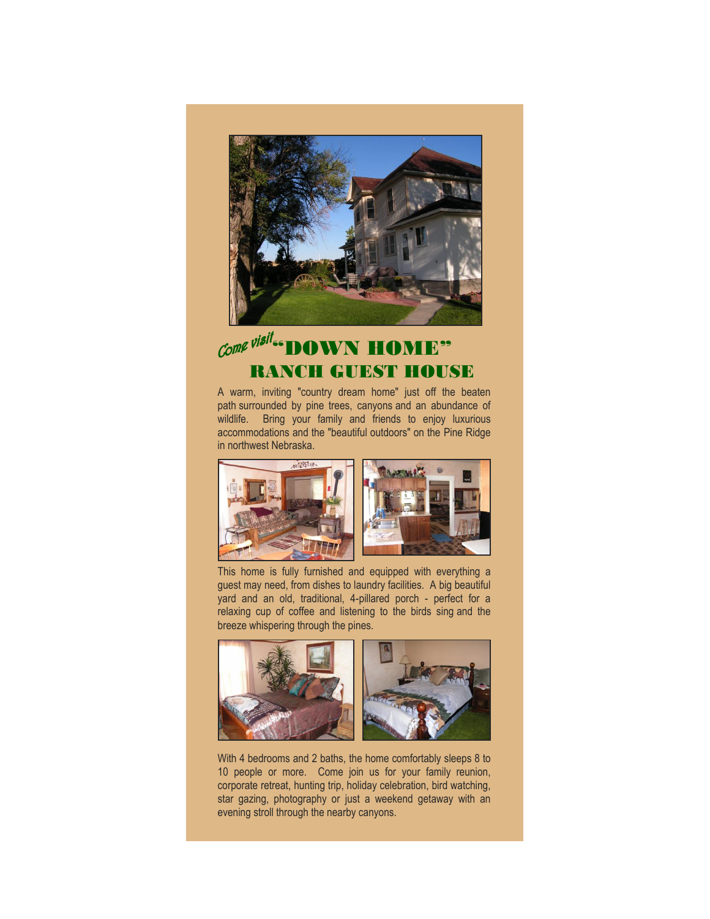# *Come visit* "DOWN HOME" RANCH GUEST HOUSE

A warm, inviting "country dream home" just off the beaten path surrounded by pine trees, canyons and an abundance of wildlife. Bring your family and friends to enjoy luxurious accommodations and the "beautiful outdoors" on the Pine Ridge in northwest Nebraska.

This home is fully furnished and equipped with everything a guest may need, from dishes to laundry facilities. A big beautiful yard and an old, traditional, 4-pillared porch - perfect for a relaxing cup of coffee and listening to the birds sing and the breeze whispering through the pines.

With 4 bedrooms and 2 baths, the home comfortably sleeps 8 to 10 people or more. Come join us for your family reunion, corporate retreat, hunting trip, holiday celebration, bird watching, star gazing, photography or just a weekend getaway with an evening stroll through the nearby canyons.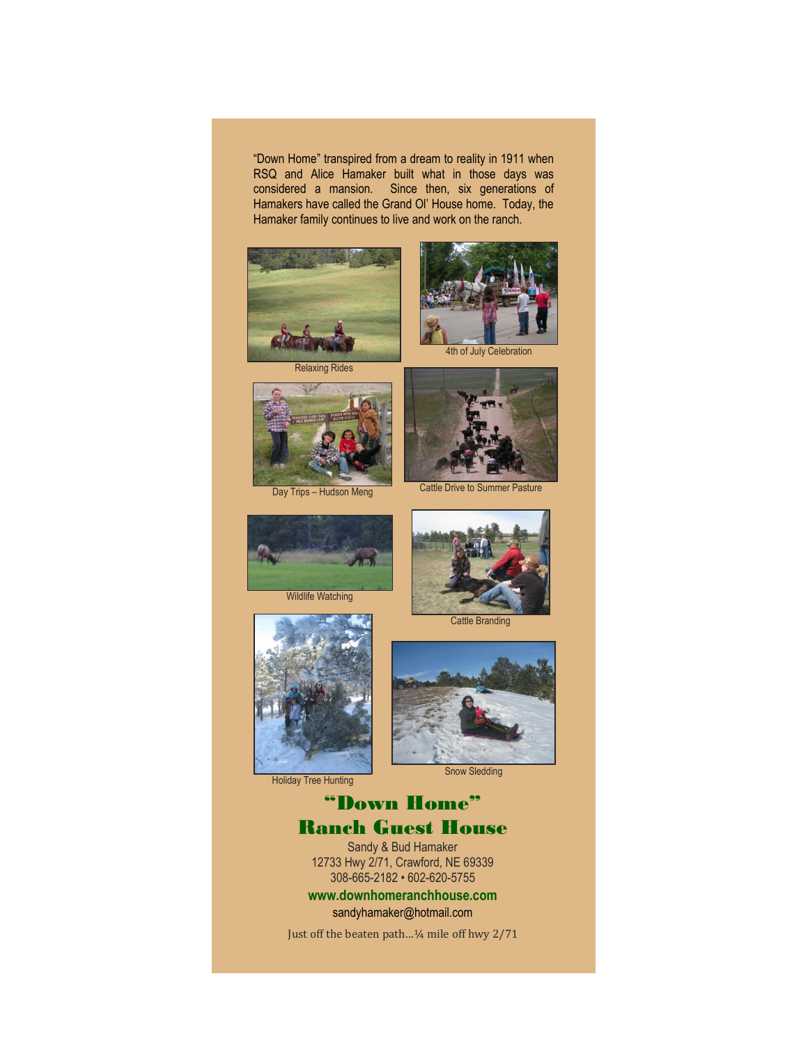"Down Home" transpired from a dream to reality in 1911 when RSQ and Alice Hamaker built what in those days was considered a mansion. Since then, six generations of Hamakers have called the Grand Ol' House home. Today, the Hamaker family continues to live and work on the ranch.

Relaxing Rides

4th of July Celebration

Day Trips – Hudson Meng

Cattle Drive to Summer Pasture

Wildlife Watching

Cattle Branding

Holiday Tree Hunting

Snow Sledding

## "Down Home"
## Ranch Guest House

Sandy & Bud Hamaker
12733 Hwy 2/71, Crawford, NE 69339
308-665-2182 • 602-620-5755

**www.downhomeranchhouse.com**

sandyhamaker@hotmail.com

Just off the beaten path…¼ mile off hwy 2/71